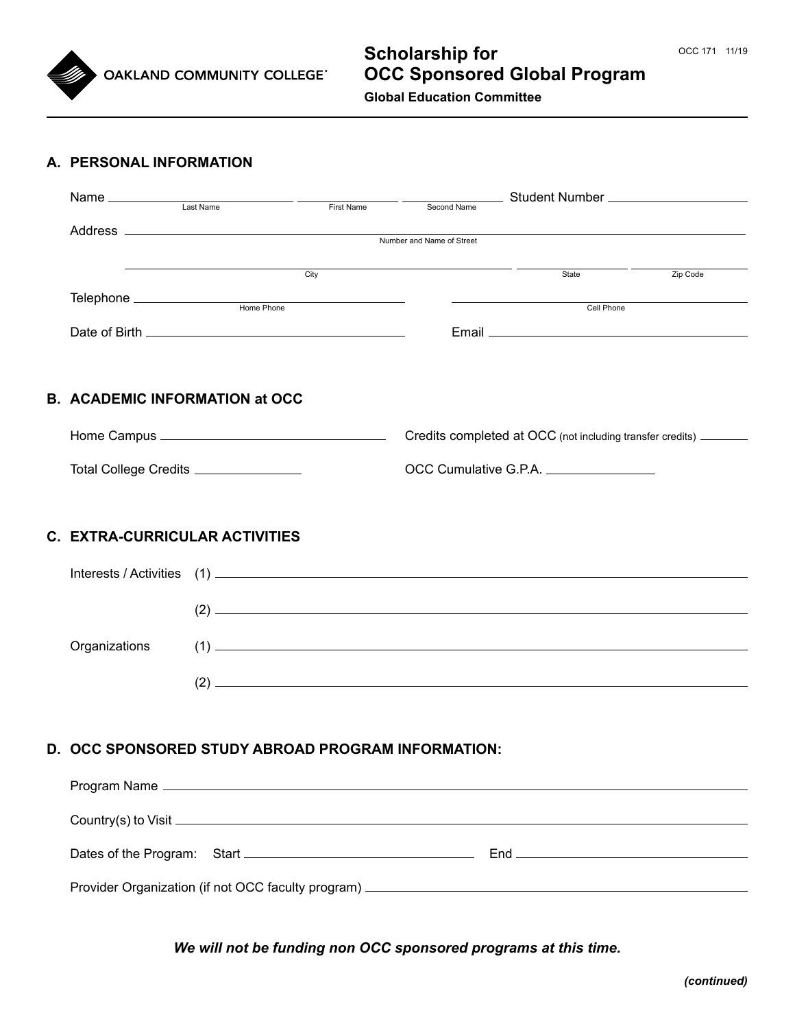OAKLAND COMMUNITY COLLEGE®

OCC 171 11/19

# Scholarship for OCC Sponsored Global Program

**Global Education Committee**

## A. PERSONAL INFORMATION

Name ______________________ ______________________ ______________________ Student Number ______________________
Last Name First Name Second Name

Address ____________________________________________________________
Number and Name of Street

____________________________________ ______________ ______________
City State Zip Code

Telephone ______________________ ______________________
Home Phone Cell Phone

Date of Birth ______________________ Email ______________________

## B. ACADEMIC INFORMATION at OCC

Home Campus ______________________ Credits completed at OCC (not including transfer credits) __________

Total College Credits __________ OCC Cumulative G.P.A. __________

## C. EXTRA-CURRICULAR ACTIVITIES

Interests / Activities (1) ____________________________________________

(2) ____________________________________________

Organizations (1) ____________________________________________

(2) ____________________________________________

## D. OCC SPONSORED STUDY ABROAD PROGRAM INFORMATION:

Program Name ____________________________________________

Country(s) to Visit ____________________________________________

Dates of the Program: Start ______________________ End ______________________

Provider Organization (if not OCC faculty program) ______________________

***We will not be funding non OCC sponsored programs at this time.***

***(continued)***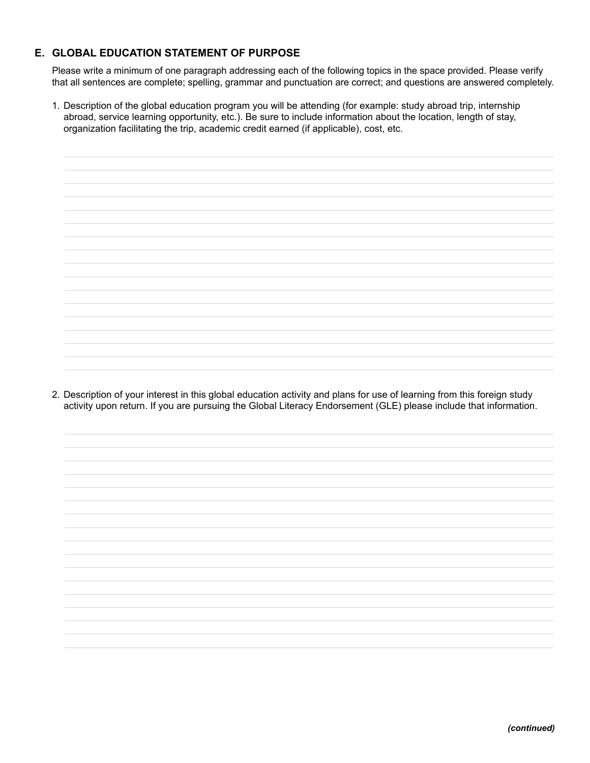## E. GLOBAL EDUCATION STATEMENT OF PURPOSE

Please write a minimum of one paragraph addressing each of the following topics in the space provided. Please verify that all sentences are complete; spelling, grammar and punctuation are correct; and questions are answered completely.

1. Description of the global education program you will be attending (for example: study abroad trip, internship abroad, service learning opportunity, etc.). Be sure to include information about the location, length of stay, organization facilitating the trip, academic credit earned (if applicable), cost, etc.

2. Description of your interest in this global education activity and plans for use of learning from this foreign study activity upon return. If you are pursuing the Global Literacy Endorsement (GLE) please include that information.

***(continued)***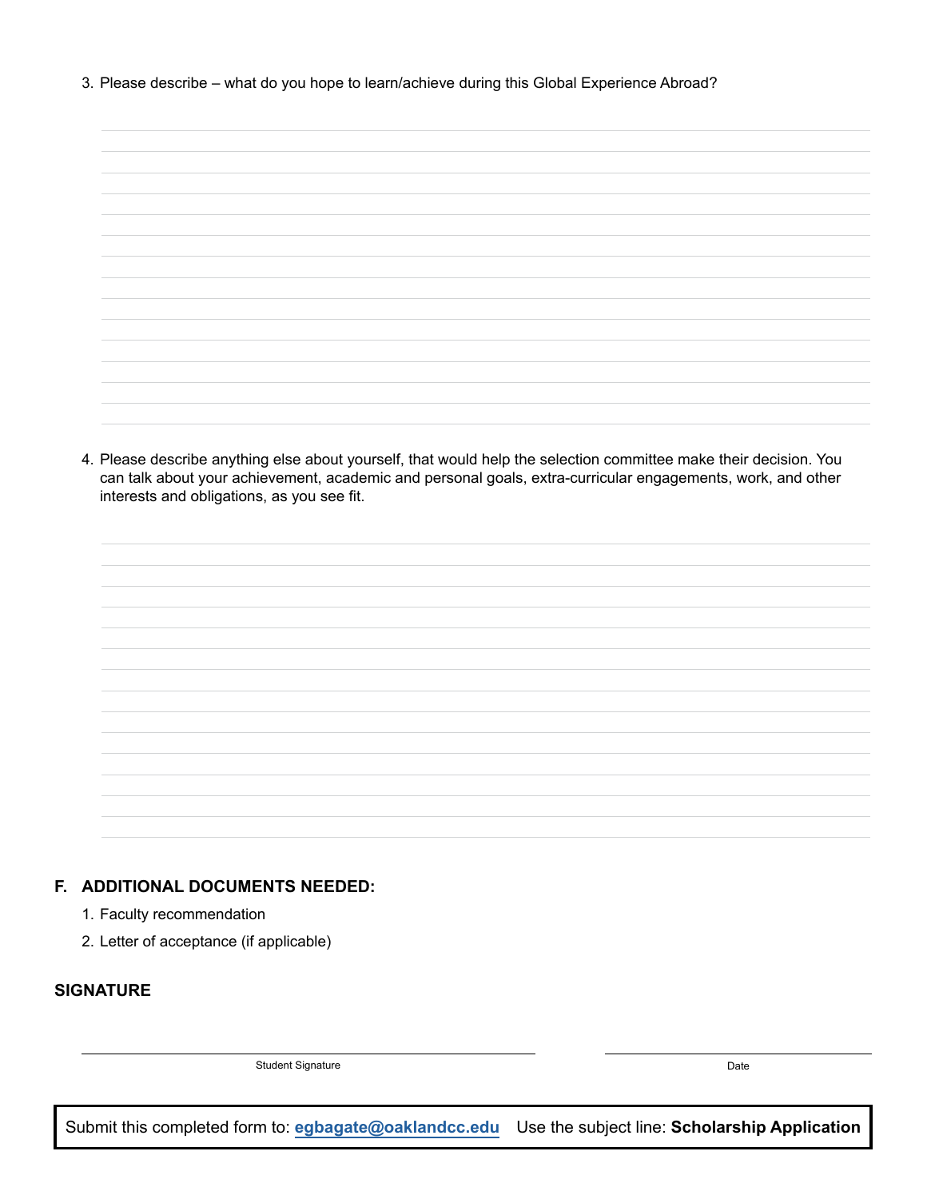3. Please describe – what do you hope to learn/achieve during this Global Experience Abroad?

4. Please describe anything else about yourself, that would help the selection committee make their decision. You can talk about your achievement, academic and personal goals, extra-curricular engagements, work, and other interests and obligations, as you see fit.

## F. ADDITIONAL DOCUMENTS NEEDED:

1. Faculty recommendation
2. Letter of acceptance (if applicable)

## SIGNATURE

Student Signature

Date

Submit this completed form to: **egbagate@oaklandcc.edu** Use the subject line: **Scholarship Application**